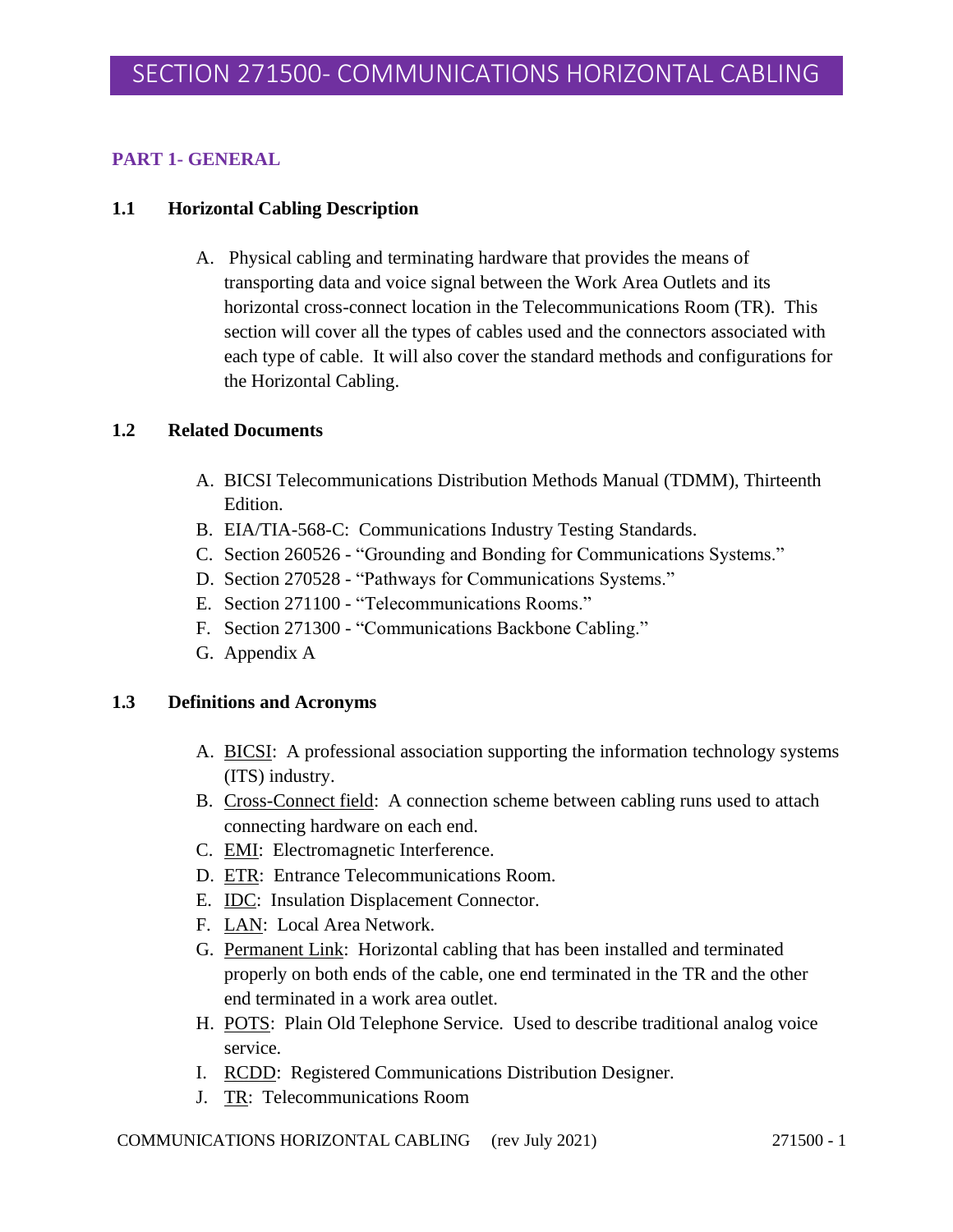# SECTION 271500- COMMUNICATIONS HORIZONTAL CABLING

## PART 1- GENERAL

### 1.1 Horizontal Cabling Description

A. Physical cabling and terminating hardware that provides the means of transporting data and voice signal between the Work Area Outlets and its horizontal cross-connect location in the Telecommunications Room (TR). This section will cover all the types of cables used and the connectors associated with each type of cable. It will also cover the standard methods and configurations for the Horizontal Cabling.

### 1.2 Related Documents

A. BICSI Telecommunications Distribution Methods Manual (TDMM), Thirteenth Edition.
B. EIA/TIA-568-C: Communications Industry Testing Standards.
C. Section 260526 - "Grounding and Bonding for Communications Systems."
D. Section 270528 - "Pathways for Communications Systems."
E. Section 271100 - "Telecommunications Rooms."
F. Section 271300 - "Communications Backbone Cabling."
G. Appendix A

### 1.3 Definitions and Acronyms

A. BICSI: A professional association supporting the information technology systems (ITS) industry.
B. Cross-Connect field: A connection scheme between cabling runs used to attach connecting hardware on each end.
C. EMI: Electromagnetic Interference.
D. ETR: Entrance Telecommunications Room.
E. IDC: Insulation Displacement Connector.
F. LAN: Local Area Network.
G. Permanent Link: Horizontal cabling that has been installed and terminated properly on both ends of the cable, one end terminated in the TR and the other end terminated in a work area outlet.
H. POTS: Plain Old Telephone Service. Used to describe traditional analog voice service.
I. RCDD: Registered Communications Distribution Designer.
J. TR: Telecommunications Room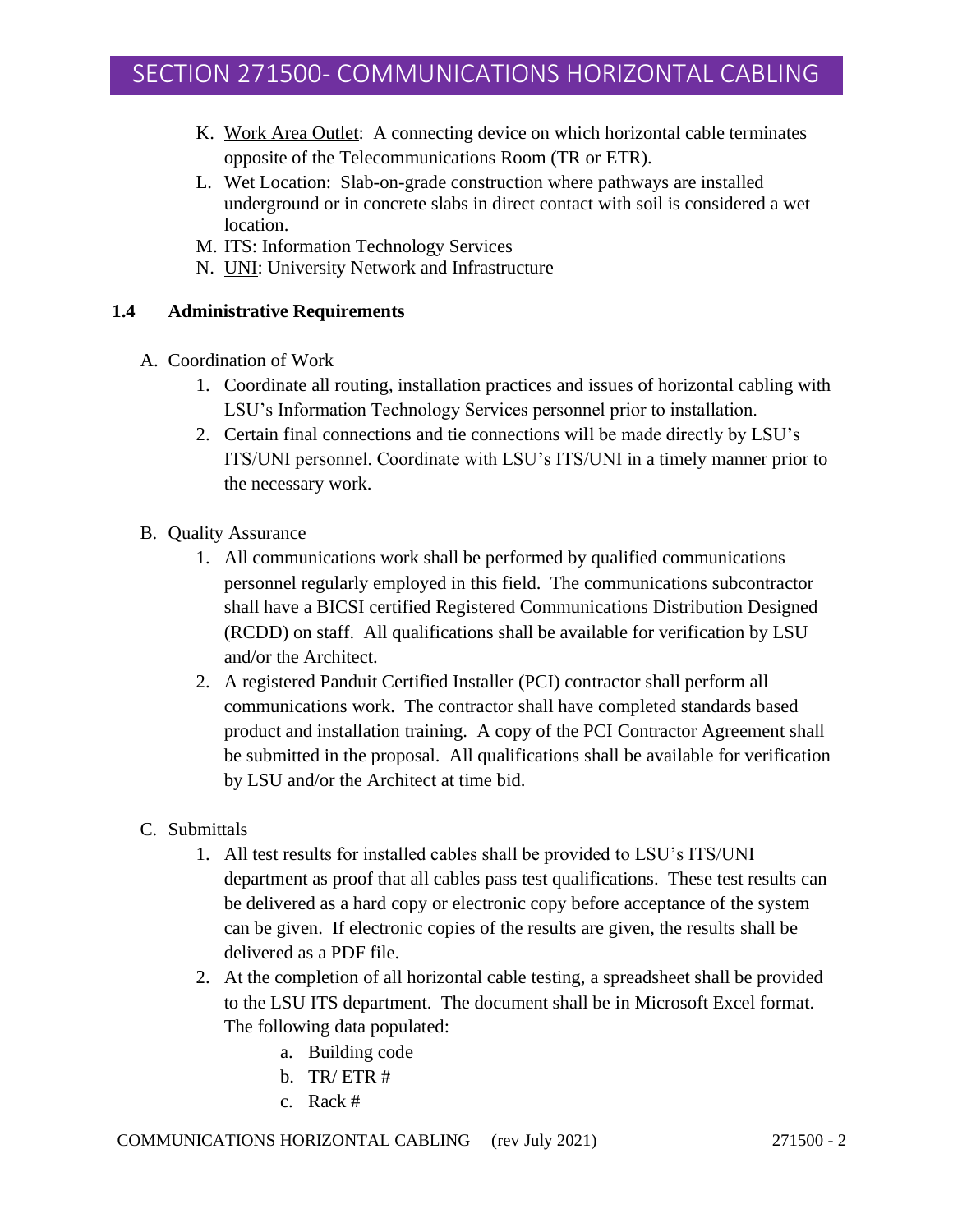K. Work Area Outlet: A connecting device on which horizontal cable terminates opposite of the Telecommunications Room (TR or ETR).

L. Wet Location: Slab-on-grade construction where pathways are installed underground or in concrete slabs in direct contact with soil is considered a wet location.

M. ITS: Information Technology Services

N. UNI: University Network and Infrastructure

### 1.4 Administrative Requirements

A. Coordination of Work

1. Coordinate all routing, installation practices and issues of horizontal cabling with LSU's Information Technology Services personnel prior to installation.
2. Certain final connections and tie connections will be made directly by LSU's ITS/UNI personnel. Coordinate with LSU's ITS/UNI in a timely manner prior to the necessary work.

B. Quality Assurance

1. All communications work shall be performed by qualified communications personnel regularly employed in this field. The communications subcontractor shall have a BICSI certified Registered Communications Distribution Designed (RCDD) on staff. All qualifications shall be available for verification by LSU and/or the Architect.
2. A registered Panduit Certified Installer (PCI) contractor shall perform all communications work. The contractor shall have completed standards based product and installation training. A copy of the PCI Contractor Agreement shall be submitted in the proposal. All qualifications shall be available for verification by LSU and/or the Architect at time bid.

C. Submittals

1. All test results for installed cables shall be provided to LSU's ITS/UNI department as proof that all cables pass test qualifications. These test results can be delivered as a hard copy or electronic copy before acceptance of the system can be given. If electronic copies of the results are given, the results shall be delivered as a PDF file.
2. At the completion of all horizontal cable testing, a spreadsheet shall be provided to the LSU ITS department. The document shall be in Microsoft Excel format. The following data populated:
   a. Building code
   b. TR/ ETR #
   c. Rack #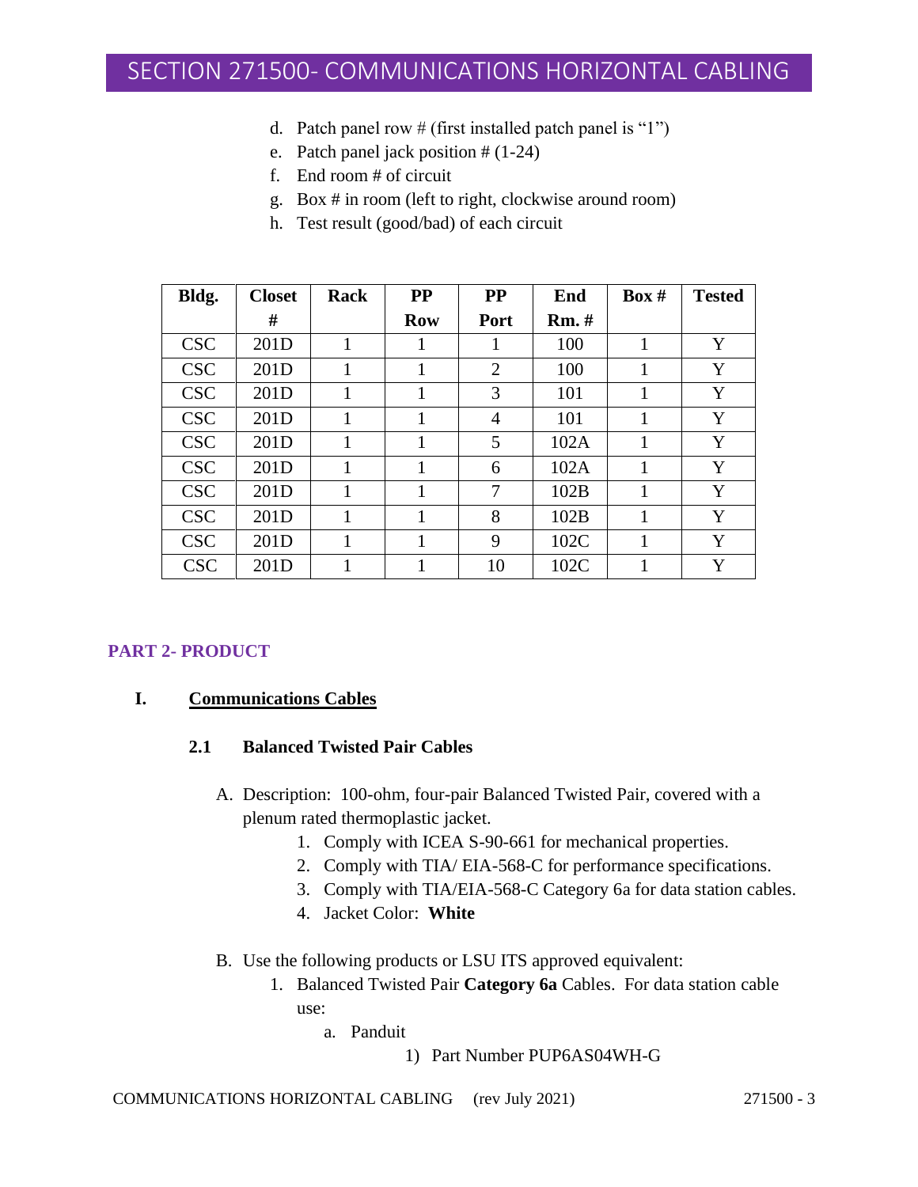d. Patch panel row # (first installed patch panel is "1")
e. Patch panel jack position # (1-24)
f. End room # of circuit
g. Box # in room (left to right, clockwise around room)
h. Test result (good/bad) of each circuit

| Bldg. | Closet # | Rack | PP Row | PP Port | End Rm. # | Box # | Tested |
|---|---|---|---|---|---|---|---|
| CSC | 201D | 1 | 1 | 1 | 100 | 1 | Y |
| CSC | 201D | 1 | 1 | 2 | 100 | 1 | Y |
| CSC | 201D | 1 | 1 | 3 | 101 | 1 | Y |
| CSC | 201D | 1 | 1 | 4 | 101 | 1 | Y |
| CSC | 201D | 1 | 1 | 5 | 102A | 1 | Y |
| CSC | 201D | 1 | 1 | 6 | 102A | 1 | Y |
| CSC | 201D | 1 | 1 | 7 | 102B | 1 | Y |
| CSC | 201D | 1 | 1 | 8 | 102B | 1 | Y |
| CSC | 201D | 1 | 1 | 9 | 102C | 1 | Y |
| CSC | 201D | 1 | 1 | 10 | 102C | 1 | Y |

## PART 2- PRODUCT

### I. Communications Cables

#### 2.1 Balanced Twisted Pair Cables

A. Description: 100-ohm, four-pair Balanced Twisted Pair, covered with a plenum rated thermoplastic jacket.
   1. Comply with ICEA S-90-661 for mechanical properties.
   2. Comply with TIA/ EIA-568-C for performance specifications.
   3. Comply with TIA/EIA-568-C Category 6a for data station cables.
   4. Jacket Color: **White**

B. Use the following products or LSU ITS approved equivalent:
   1. Balanced Twisted Pair **Category 6a** Cables. For data station cable use:
      a. Panduit
         1) Part Number PUP6AS04WH-G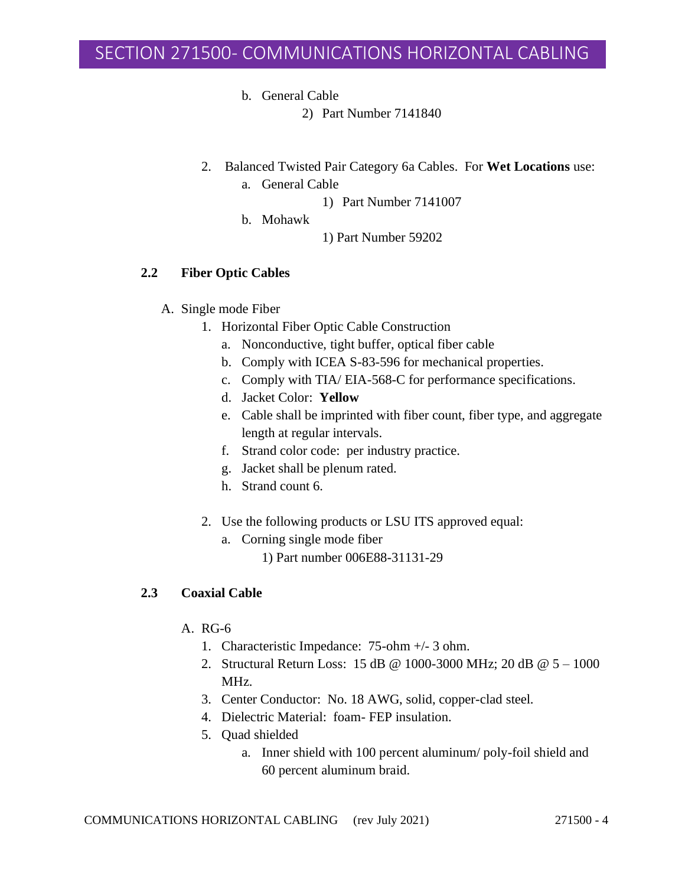b. General Cable
    2) Part Number 7141840

2. Balanced Twisted Pair Category 6a Cables. For **Wet Locations** use:
    a. General Cable
        1) Part Number 7141007
    b. Mohawk
        1) Part Number 59202

## 2.2 Fiber Optic Cables

A. Single mode Fiber
    1. Horizontal Fiber Optic Cable Construction
        a. Nonconductive, tight buffer, optical fiber cable
        b. Comply with ICEA S-83-596 for mechanical properties.
        c. Comply with TIA/ EIA-568-C for performance specifications.
        d. Jacket Color: **Yellow**
        e. Cable shall be imprinted with fiber count, fiber type, and aggregate length at regular intervals.
        f. Strand color code: per industry practice.
        g. Jacket shall be plenum rated.
        h. Strand count 6.

    2. Use the following products or LSU ITS approved equal:
        a. Corning single mode fiber
            1) Part number 006E88-31131-29

## 2.3 Coaxial Cable

A. RG-6
    1. Characteristic Impedance: 75-ohm +/- 3 ohm.
    2. Structural Return Loss: 15 dB @ 1000-3000 MHz; 20 dB @ 5 – 1000 MHz.
    3. Center Conductor: No. 18 AWG, solid, copper-clad steel.
    4. Dielectric Material: foam- FEP insulation.
    5. Quad shielded
        a. Inner shield with 100 percent aluminum/ poly-foil shield and 60 percent aluminum braid.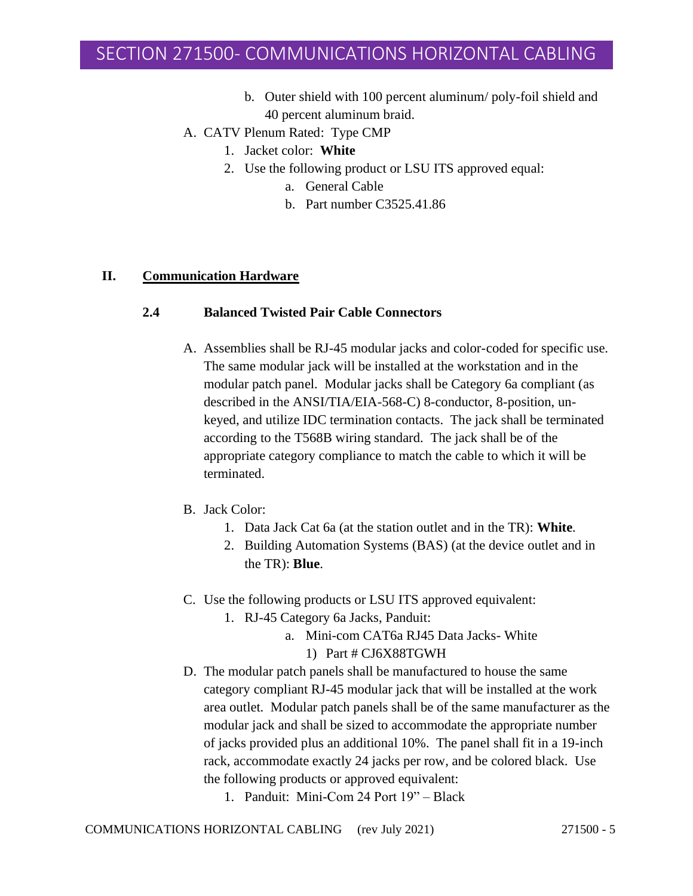b. Outer shield with 100 percent aluminum/ poly-foil shield and 40 percent aluminum braid.

A. CATV Plenum Rated: Type CMP
   1. Jacket color: **White**
   2. Use the following product or LSU ITS approved equal:
      a. General Cable
      b. Part number C3525.41.86

## II. Communication Hardware

### 2.4 Balanced Twisted Pair Cable Connectors

A. Assemblies shall be RJ-45 modular jacks and color-coded for specific use. The same modular jack will be installed at the workstation and in the modular patch panel. Modular jacks shall be Category 6a compliant (as described in the ANSI/TIA/EIA-568-C) 8-conductor, 8-position, un-keyed, and utilize IDC termination contacts. The jack shall be terminated according to the T568B wiring standard. The jack shall be of the appropriate category compliance to match the cable to which it will be terminated.

B. Jack Color:
   1. Data Jack Cat 6a (at the station outlet and in the TR): **White**.
   2. Building Automation Systems (BAS) (at the device outlet and in the TR): **Blue**.

C. Use the following products or LSU ITS approved equivalent:
   1. RJ-45 Category 6a Jacks, Panduit:
      a. Mini-com CAT6a RJ45 Data Jacks- White
         1) Part # CJ6X88TGWH

D. The modular patch panels shall be manufactured to house the same category compliant RJ-45 modular jack that will be installed at the work area outlet. Modular patch panels shall be of the same manufacturer as the modular jack and shall be sized to accommodate the appropriate number of jacks provided plus an additional 10%. The panel shall fit in a 19-inch rack, accommodate exactly 24 jacks per row, and be colored black. Use the following products or approved equivalent:
   1. Panduit: Mini-Com 24 Port 19" – Black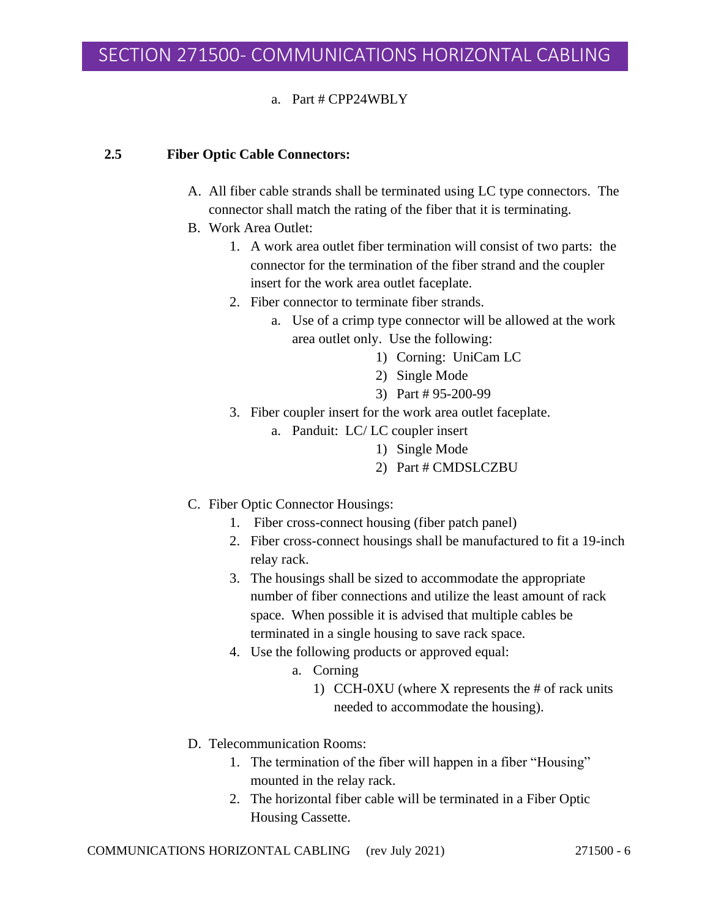a. Part # CPP24WBLY

## 2.5 Fiber Optic Cable Connectors:

A. All fiber cable strands shall be terminated using LC type connectors. The connector shall match the rating of the fiber that it is terminating.

B. Work Area Outlet:

1. A work area outlet fiber termination will consist of two parts: the connector for the termination of the fiber strand and the coupler insert for the work area outlet faceplate.
2. Fiber connector to terminate fiber strands.
    a. Use of a crimp type connector will be allowed at the work area outlet only. Use the following:
        1) Corning: UniCam LC
        2) Single Mode
        3) Part # 95-200-99
3. Fiber coupler insert for the work area outlet faceplate.
    a. Panduit: LC/ LC coupler insert
        1) Single Mode
        2) Part # CMDSLCZBU

C. Fiber Optic Connector Housings:

1. Fiber cross-connect housing (fiber patch panel)
2. Fiber cross-connect housings shall be manufactured to fit a 19-inch relay rack.
3. The housings shall be sized to accommodate the appropriate number of fiber connections and utilize the least amount of rack space. When possible it is advised that multiple cables be terminated in a single housing to save rack space.
4. Use the following products or approved equal:
    a. Corning
        1) CCH-0XU (where X represents the # of rack units needed to accommodate the housing).

D. Telecommunication Rooms:

1. The termination of the fiber will happen in a fiber "Housing" mounted in the relay rack.
2. The horizontal fiber cable will be terminated in a Fiber Optic Housing Cassette.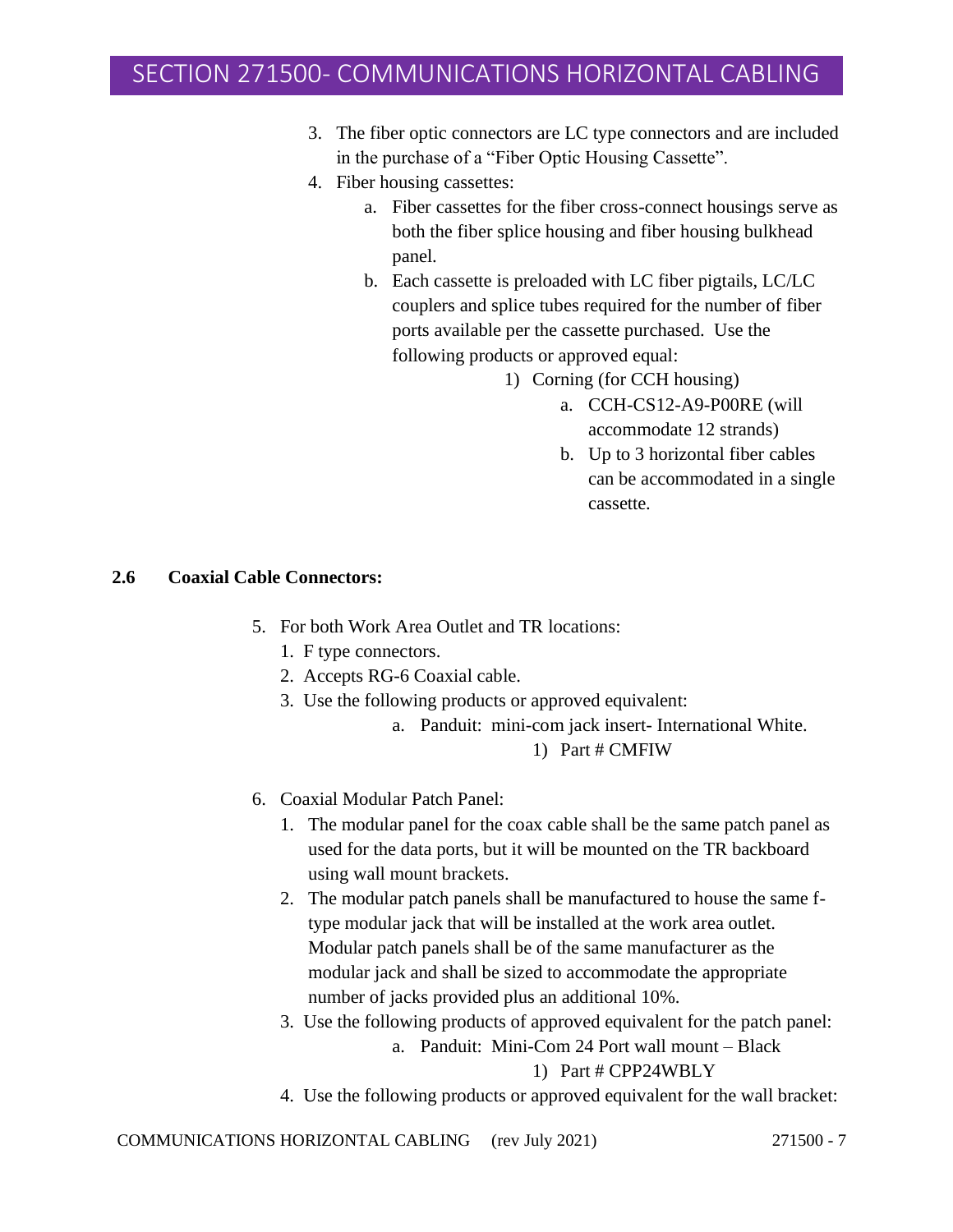3. The fiber optic connectors are LC type connectors and are included in the purchase of a "Fiber Optic Housing Cassette".
4. Fiber housing cassettes:
   a. Fiber cassettes for the fiber cross-connect housings serve as both the fiber splice housing and fiber housing bulkhead panel.
   b. Each cassette is preloaded with LC fiber pigtails, LC/LC couplers and splice tubes required for the number of fiber ports available per the cassette purchased. Use the following products or approved equal:
      1) Corning (for CCH housing)
         a. CCH-CS12-A9-P00RE (will accommodate 12 strands)
         b. Up to 3 horizontal fiber cables can be accommodated in a single cassette.

### 2.6 Coaxial Cable Connectors:

5. For both Work Area Outlet and TR locations:
   1. F type connectors.
   2. Accepts RG-6 Coaxial cable.
   3. Use the following products or approved equivalent:
      a. Panduit: mini-com jack insert- International White.
         1) Part # CMFIW

6. Coaxial Modular Patch Panel:
   1. The modular panel for the coax cable shall be the same patch panel as used for the data ports, but it will be mounted on the TR backboard using wall mount brackets.
   2. The modular patch panels shall be manufactured to house the same f-type modular jack that will be installed at the work area outlet. Modular patch panels shall be of the same manufacturer as the modular jack and shall be sized to accommodate the appropriate number of jacks provided plus an additional 10%.
   3. Use the following products of approved equivalent for the patch panel:
      a. Panduit: Mini-Com 24 Port wall mount – Black
         1) Part # CPP24WBLY
   4. Use the following products or approved equivalent for the wall bracket: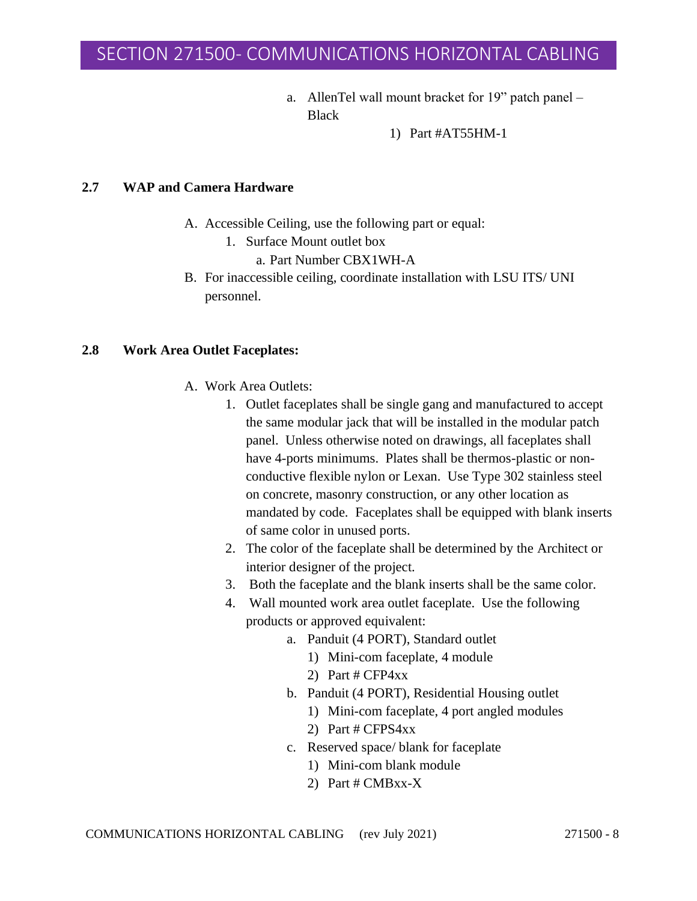a. AllenTel wall mount bracket for 19" patch panel – Black
    1) Part #AT55HM-1

### 2.7 WAP and Camera Hardware

A. Accessible Ceiling, use the following part or equal:
   1. Surface Mount outlet box
      a. Part Number CBX1WH-A
B. For inaccessible ceiling, coordinate installation with LSU ITS/ UNI personnel.

### 2.8 Work Area Outlet Faceplates:

A. Work Area Outlets:
   1. Outlet faceplates shall be single gang and manufactured to accept the same modular jack that will be installed in the modular patch panel. Unless otherwise noted on drawings, all faceplates shall have 4-ports minimums. Plates shall be thermos-plastic or non-conductive flexible nylon or Lexan. Use Type 302 stainless steel on concrete, masonry construction, or any other location as mandated by code. Faceplates shall be equipped with blank inserts of same color in unused ports.
   2. The color of the faceplate shall be determined by the Architect or interior designer of the project.
   3. Both the faceplate and the blank inserts shall be the same color.
   4. Wall mounted work area outlet faceplate. Use the following products or approved equivalent:
      a. Panduit (4 PORT), Standard outlet
         1) Mini-com faceplate, 4 module
         2) Part # CFP4xx
      b. Panduit (4 PORT), Residential Housing outlet
         1) Mini-com faceplate, 4 port angled modules
         2) Part # CFPS4xx
      c. Reserved space/ blank for faceplate
         1) Mini-com blank module
         2) Part # CMBxx-X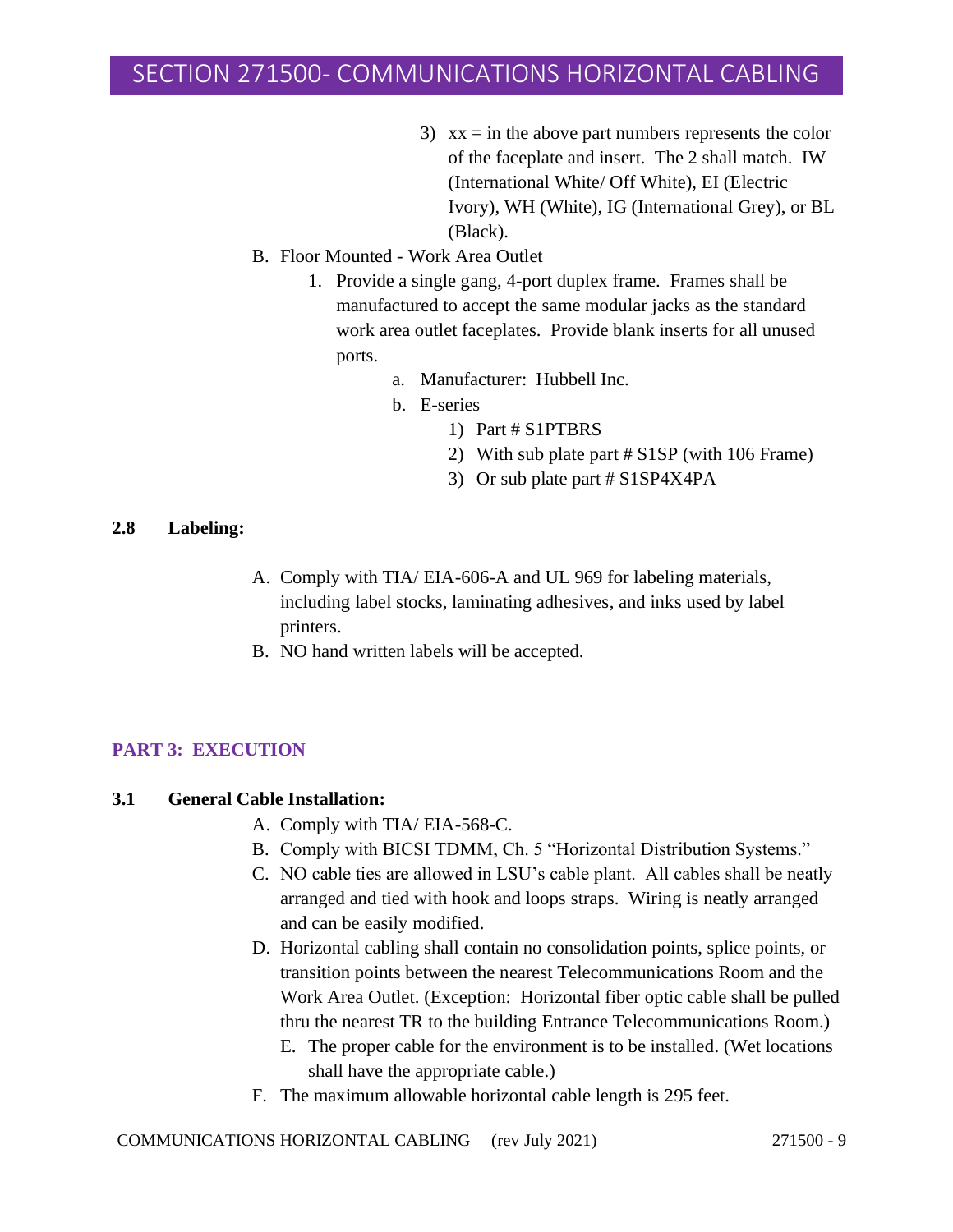3) xx = in the above part numbers represents the color of the faceplate and insert. The 2 shall match. IW (International White/ Off White), EI (Electric Ivory), WH (White), IG (International Grey), or BL (Black).

B. Floor Mounted - Work Area Outlet

1. Provide a single gang, 4-port duplex frame. Frames shall be manufactured to accept the same modular jacks as the standard work area outlet faceplates. Provide blank inserts for all unused ports.

   a. Manufacturer: Hubbell Inc.

   b. E-series

      1) Part # S1PTBRS

      2) With sub plate part # S1SP (with 106 Frame)

      3) Or sub plate part # S1SP4X4PA

### 2.8 Labeling:

A. Comply with TIA/ EIA-606-A and UL 969 for labeling materials, including label stocks, laminating adhesives, and inks used by label printers.

B. NO hand written labels will be accepted.

## PART 3: EXECUTION

### 3.1 General Cable Installation:

A. Comply with TIA/ EIA-568-C.

B. Comply with BICSI TDMM, Ch. 5 "Horizontal Distribution Systems."

C. NO cable ties are allowed in LSU's cable plant. All cables shall be neatly arranged and tied with hook and loops straps. Wiring is neatly arranged and can be easily modified.

D. Horizontal cabling shall contain no consolidation points, splice points, or transition points between the nearest Telecommunications Room and the Work Area Outlet. (Exception: Horizontal fiber optic cable shall be pulled thru the nearest TR to the building Entrance Telecommunications Room.)

E. The proper cable for the environment is to be installed. (Wet locations shall have the appropriate cable.)

F. The maximum allowable horizontal cable length is 295 feet.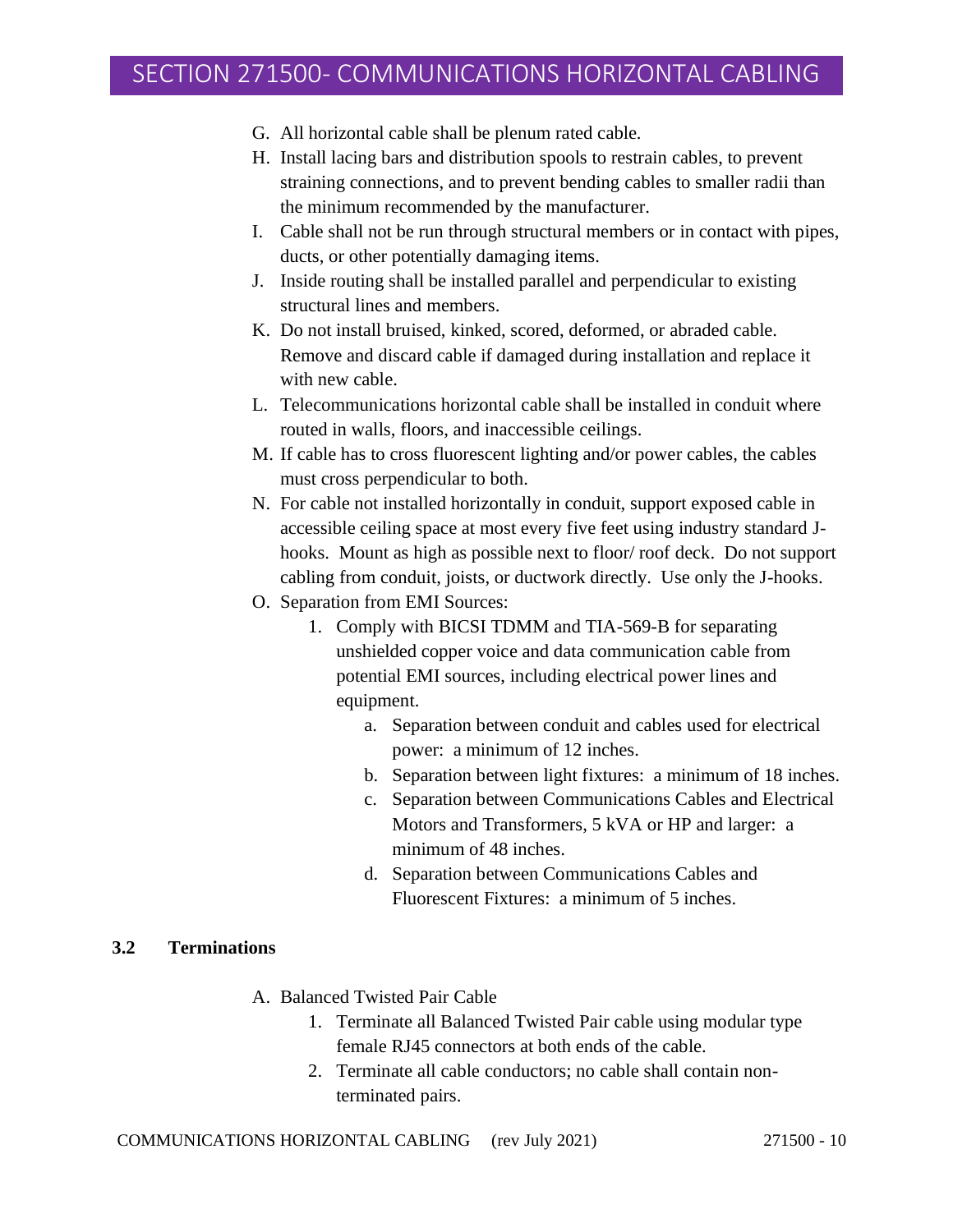G. All horizontal cable shall be plenum rated cable.

H. Install lacing bars and distribution spools to restrain cables, to prevent straining connections, and to prevent bending cables to smaller radii than the minimum recommended by the manufacturer.

I. Cable shall not be run through structural members or in contact with pipes, ducts, or other potentially damaging items.

J. Inside routing shall be installed parallel and perpendicular to existing structural lines and members.

K. Do not install bruised, kinked, scored, deformed, or abraded cable. Remove and discard cable if damaged during installation and replace it with new cable.

L. Telecommunications horizontal cable shall be installed in conduit where routed in walls, floors, and inaccessible ceilings.

M. If cable has to cross fluorescent lighting and/or power cables, the cables must cross perpendicular to both.

N. For cable not installed horizontally in conduit, support exposed cable in accessible ceiling space at most every five feet using industry standard J-hooks. Mount as high as possible next to floor/ roof deck. Do not support cabling from conduit, joists, or ductwork directly. Use only the J-hooks.

O. Separation from EMI Sources:

   1. Comply with BICSI TDMM and TIA-569-B for separating unshielded copper voice and data communication cable from potential EMI sources, including electrical power lines and equipment.

      a. Separation between conduit and cables used for electrical power: a minimum of 12 inches.

      b. Separation between light fixtures: a minimum of 18 inches.

      c. Separation between Communications Cables and Electrical Motors and Transformers, 5 kVA or HP and larger: a minimum of 48 inches.

      d. Separation between Communications Cables and Fluorescent Fixtures: a minimum of 5 inches.

**3.2 Terminations**

A. Balanced Twisted Pair Cable

   1. Terminate all Balanced Twisted Pair cable using modular type female RJ45 connectors at both ends of the cable.

   2. Terminate all cable conductors; no cable shall contain non-terminated pairs.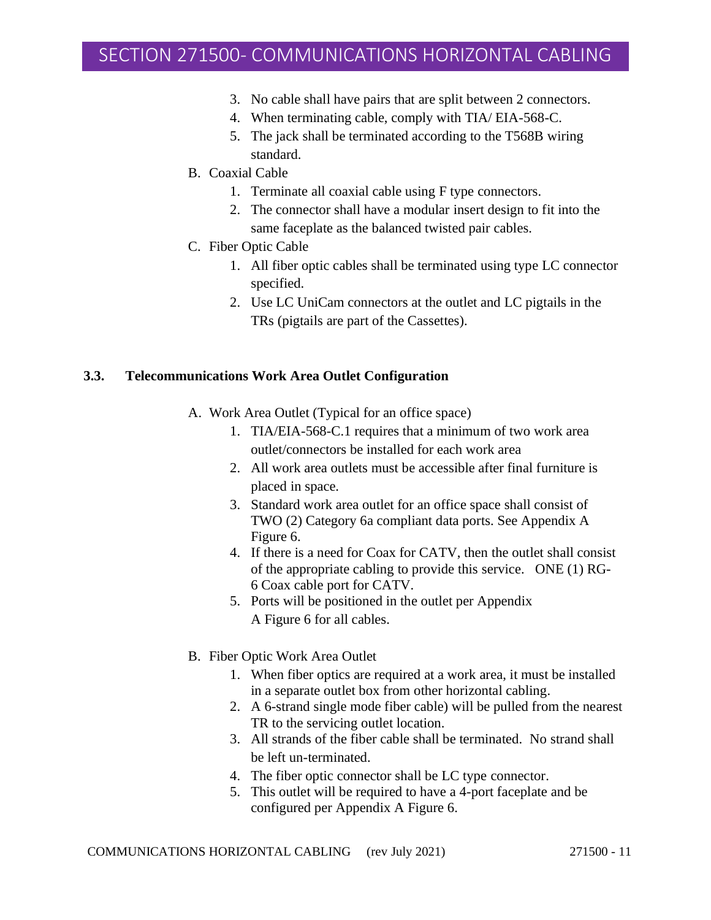3. No cable shall have pairs that are split between 2 connectors.
4. When terminating cable, comply with TIA/ EIA-568-C.
5. The jack shall be terminated according to the T568B wiring standard.

B. Coaxial Cable

1. Terminate all coaxial cable using F type connectors.
2. The connector shall have a modular insert design to fit into the same faceplate as the balanced twisted pair cables.

C. Fiber Optic Cable

1. All fiber optic cables shall be terminated using type LC connector specified.
2. Use LC UniCam connectors at the outlet and LC pigtails in the TRs (pigtails are part of the Cassettes).

### 3.3. Telecommunications Work Area Outlet Configuration

A. Work Area Outlet (Typical for an office space)

1. TIA/EIA-568-C.1 requires that a minimum of two work area outlet/connectors be installed for each work area
2. All work area outlets must be accessible after final furniture is placed in space.
3. Standard work area outlet for an office space shall consist of TWO (2) Category 6a compliant data ports. See Appendix A Figure 6.
4. If there is a need for Coax for CATV, then the outlet shall consist of the appropriate cabling to provide this service. ONE (1) RG-6 Coax cable port for CATV.
5. Ports will be positioned in the outlet per Appendix A Figure 6 for all cables.

B. Fiber Optic Work Area Outlet

1. When fiber optics are required at a work area, it must be installed in a separate outlet box from other horizontal cabling.
2. A 6-strand single mode fiber cable) will be pulled from the nearest TR to the servicing outlet location.
3. All strands of the fiber cable shall be terminated. No strand shall be left un-terminated.
4. The fiber optic connector shall be LC type connector.
5. This outlet will be required to have a 4-port faceplate and be configured per Appendix A Figure 6.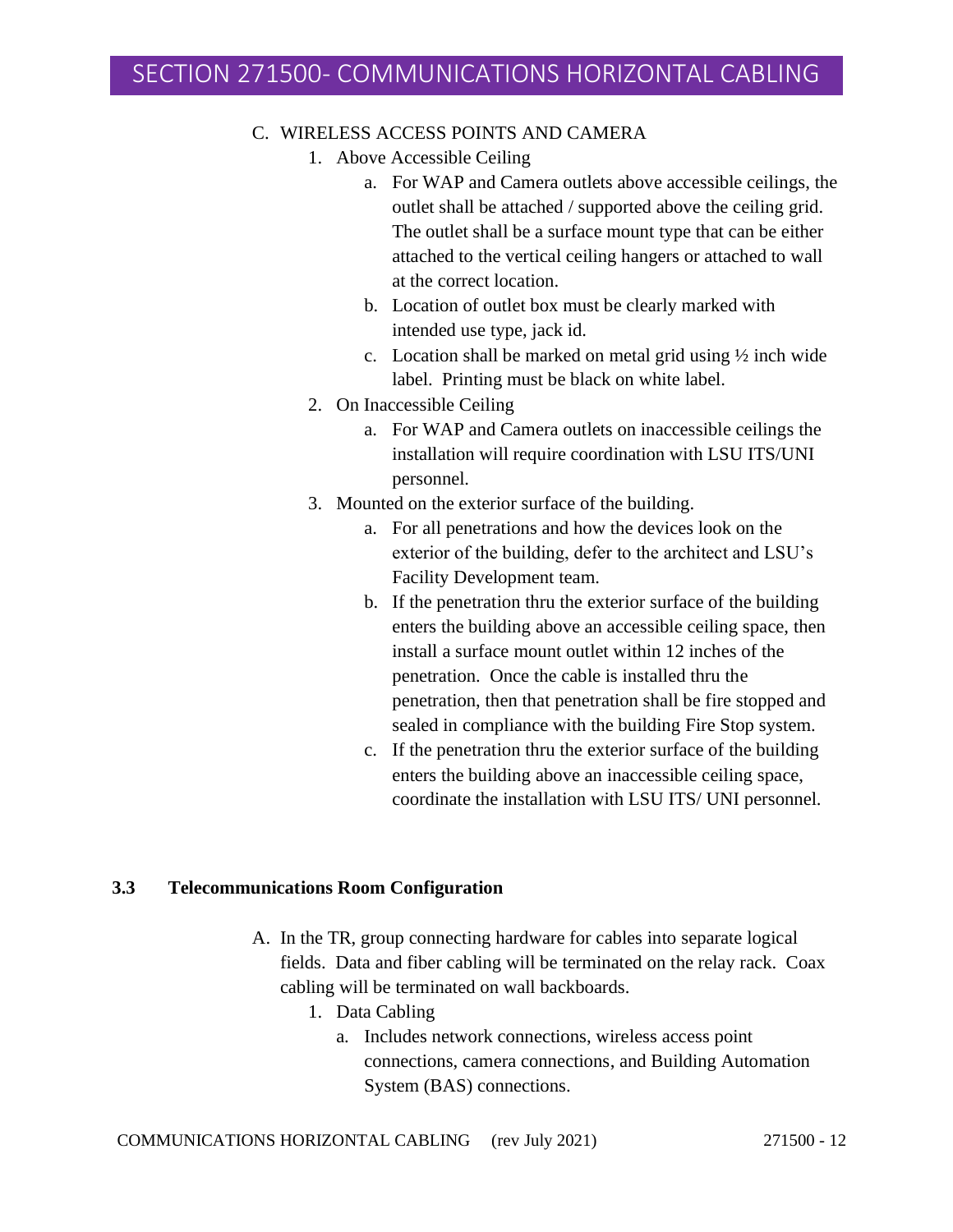C. WIRELESS ACCESS POINTS AND CAMERA
   1. Above Accessible Ceiling
      a. For WAP and Camera outlets above accessible ceilings, the outlet shall be attached / supported above the ceiling grid. The outlet shall be a surface mount type that can be either attached to the vertical ceiling hangers or attached to wall at the correct location.
      b. Location of outlet box must be clearly marked with intended use type, jack id.
      c. Location shall be marked on metal grid using ½ inch wide label. Printing must be black on white label.
   2. On Inaccessible Ceiling
      a. For WAP and Camera outlets on inaccessible ceilings the installation will require coordination with LSU ITS/UNI personnel.
   3. Mounted on the exterior surface of the building.
      a. For all penetrations and how the devices look on the exterior of the building, defer to the architect and LSU's Facility Development team.
      b. If the penetration thru the exterior surface of the building enters the building above an accessible ceiling space, then install a surface mount outlet within 12 inches of the penetration. Once the cable is installed thru the penetration, then that penetration shall be fire stopped and sealed in compliance with the building Fire Stop system.
      c. If the penetration thru the exterior surface of the building enters the building above an inaccessible ceiling space, coordinate the installation with LSU ITS/ UNI personnel.

### 3.3 Telecommunications Room Configuration

A. In the TR, group connecting hardware for cables into separate logical fields. Data and fiber cabling will be terminated on the relay rack. Coax cabling will be terminated on wall backboards.
   1. Data Cabling
      a. Includes network connections, wireless access point connections, camera connections, and Building Automation System (BAS) connections.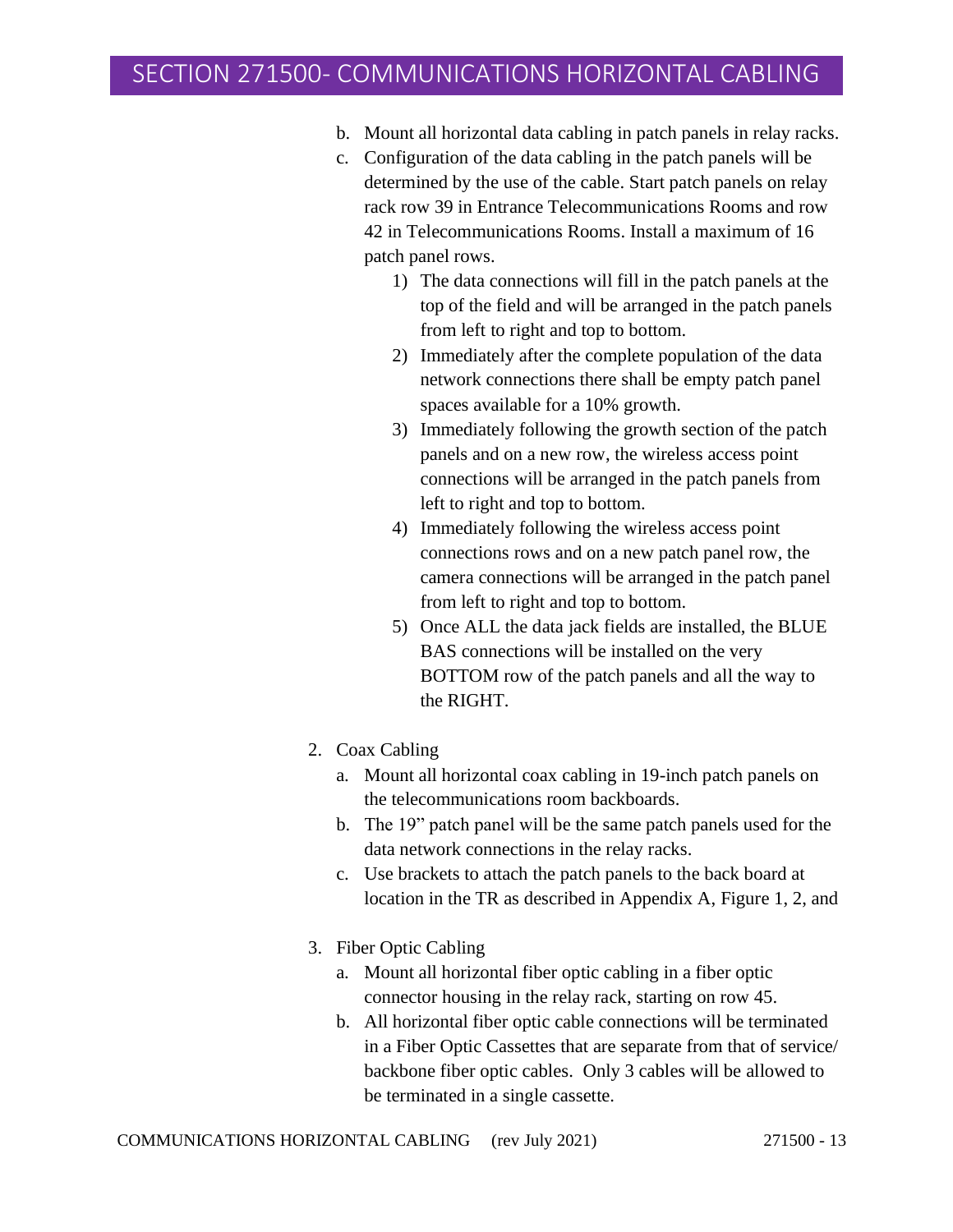b. Mount all horizontal data cabling in patch panels in relay racks.

c. Configuration of the data cabling in the patch panels will be determined by the use of the cable. Start patch panels on relay rack row 39 in Entrance Telecommunications Rooms and row 42 in Telecommunications Rooms. Install a maximum of 16 patch panel rows.

   1) The data connections will fill in the patch panels at the top of the field and will be arranged in the patch panels from left to right and top to bottom.
   2) Immediately after the complete population of the data network connections there shall be empty patch panel spaces available for a 10% growth.
   3) Immediately following the growth section of the patch panels and on a new row, the wireless access point connections will be arranged in the patch panels from left to right and top to bottom.
   4) Immediately following the wireless access point connections rows and on a new patch panel row, the camera connections will be arranged in the patch panel from left to right and top to bottom.
   5) Once ALL the data jack fields are installed, the BLUE BAS connections will be installed on the very BOTTOM row of the patch panels and all the way to the RIGHT.

2. Coax Cabling

   a. Mount all horizontal coax cabling in 19-inch patch panels on the telecommunications room backboards.
   b. The 19" patch panel will be the same patch panels used for the data network connections in the relay racks.
   c. Use brackets to attach the patch panels to the back board at location in the TR as described in Appendix A, Figure 1, 2, and

3. Fiber Optic Cabling

   a. Mount all horizontal fiber optic cabling in a fiber optic connector housing in the relay rack, starting on row 45.
   b. All horizontal fiber optic cable connections will be terminated in a Fiber Optic Cassettes that are separate from that of service/ backbone fiber optic cables. Only 3 cables will be allowed to be terminated in a single cassette.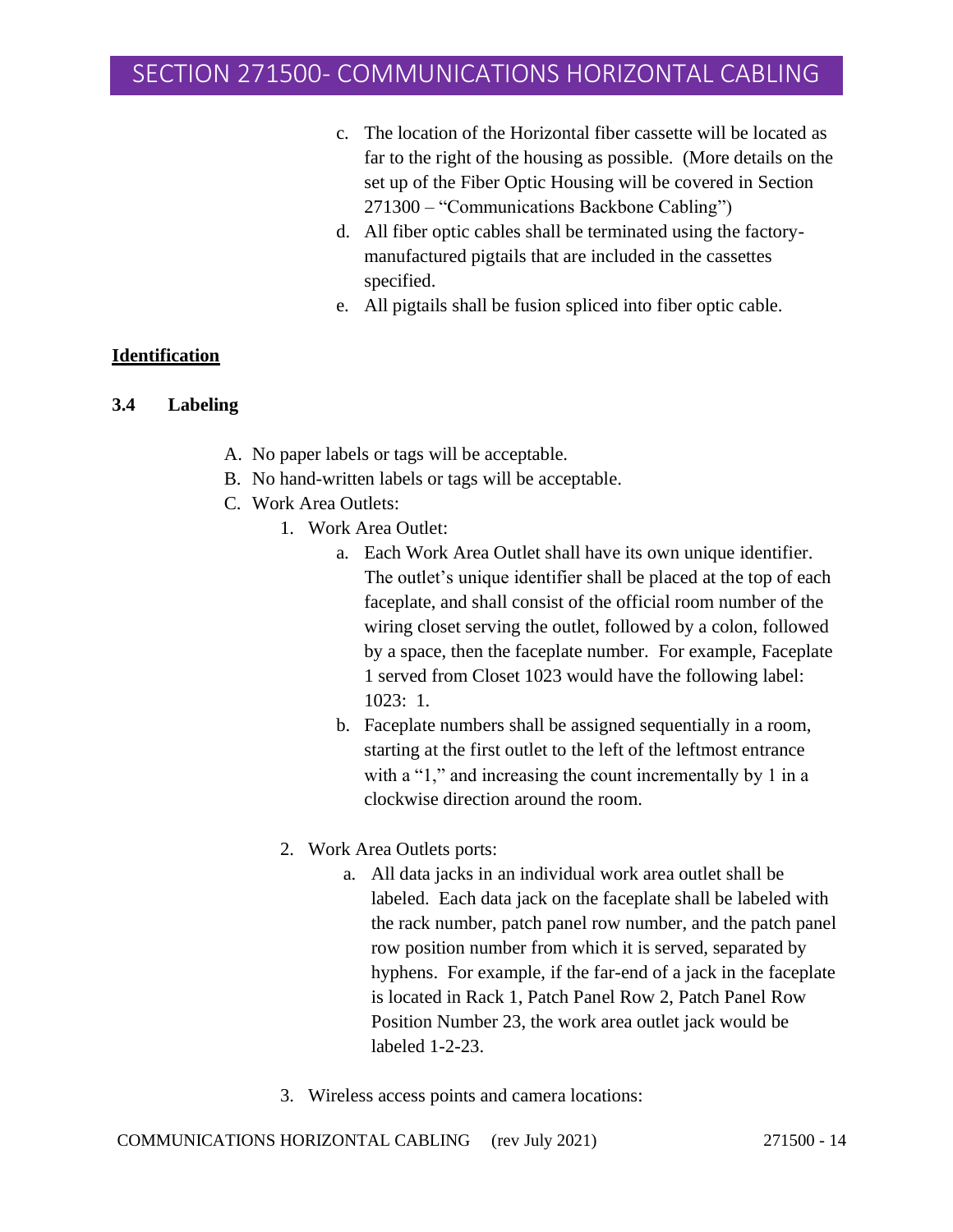c. The location of the Horizontal fiber cassette will be located as far to the right of the housing as possible. (More details on the set up of the Fiber Optic Housing will be covered in Section 271300 – "Communications Backbone Cabling")

d. All fiber optic cables shall be terminated using the factory-manufactured pigtails that are included in the cassettes specified.

e. All pigtails shall be fusion spliced into fiber optic cable.

**<u>Identification</u>**

### 3.4 Labeling

A. No paper labels or tags will be acceptable.

B. No hand-written labels or tags will be acceptable.

C. Work Area Outlets:

1. Work Area Outlet:
   - a. Each Work Area Outlet shall have its own unique identifier. The outlet's unique identifier shall be placed at the top of each faceplate, and shall consist of the official room number of the wiring closet serving the outlet, followed by a colon, followed by a space, then the faceplate number. For example, Faceplate 1 served from Closet 1023 would have the following label: 1023: 1.
   - b. Faceplate numbers shall be assigned sequentially in a room, starting at the first outlet to the left of the leftmost entrance with a "1," and increasing the count incrementally by 1 in a clockwise direction around the room.

2. Work Area Outlets ports:
   - a. All data jacks in an individual work area outlet shall be labeled. Each data jack on the faceplate shall be labeled with the rack number, patch panel row number, and the patch panel row position number from which it is served, separated by hyphens. For example, if the far-end of a jack in the faceplate is located in Rack 1, Patch Panel Row 2, Patch Panel Row Position Number 23, the work area outlet jack would be labeled 1-2-23.

3. Wireless access points and camera locations: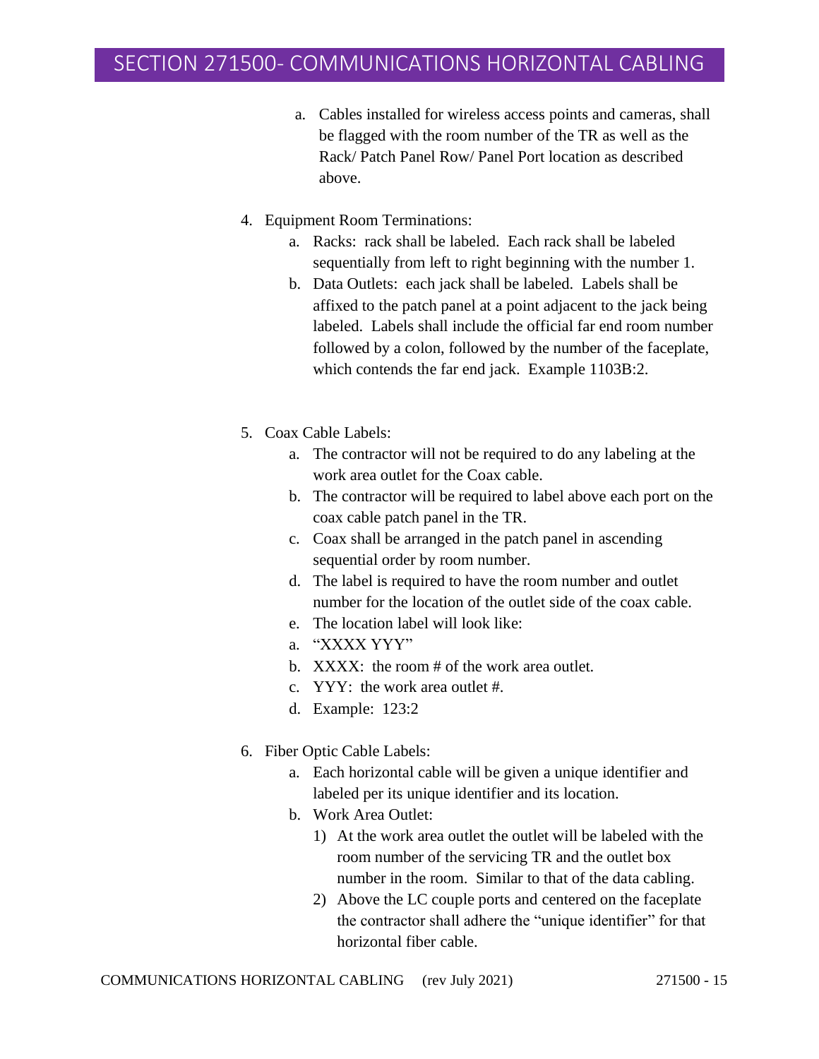a. Cables installed for wireless access points and cameras, shall be flagged with the room number of the TR as well as the Rack/ Patch Panel Row/ Panel Port location as described above.

4. Equipment Room Terminations:
   a. Racks: rack shall be labeled. Each rack shall be labeled sequentially from left to right beginning with the number 1.
   b. Data Outlets: each jack shall be labeled. Labels shall be affixed to the patch panel at a point adjacent to the jack being labeled. Labels shall include the official far end room number followed by a colon, followed by the number of the faceplate, which contends the far end jack. Example 1103B:2.

5. Coax Cable Labels:
   a. The contractor will not be required to do any labeling at the work area outlet for the Coax cable.
   b. The contractor will be required to label above each port on the coax cable patch panel in the TR.
   c. Coax shall be arranged in the patch panel in ascending sequential order by room number.
   d. The label is required to have the room number and outlet number for the location of the outlet side of the coax cable.
   e. The location label will look like:
   a. "XXXX YYY"
   b. XXXX: the room # of the work area outlet.
   c. YYY: the work area outlet #.
   d. Example: 123:2

6. Fiber Optic Cable Labels:
   a. Each horizontal cable will be given a unique identifier and labeled per its unique identifier and its location.
   b. Work Area Outlet:
      1) At the work area outlet the outlet will be labeled with the room number of the servicing TR and the outlet box number in the room. Similar to that of the data cabling.
      2) Above the LC couple ports and centered on the faceplate the contractor shall adhere the "unique identifier" for that horizontal fiber cable.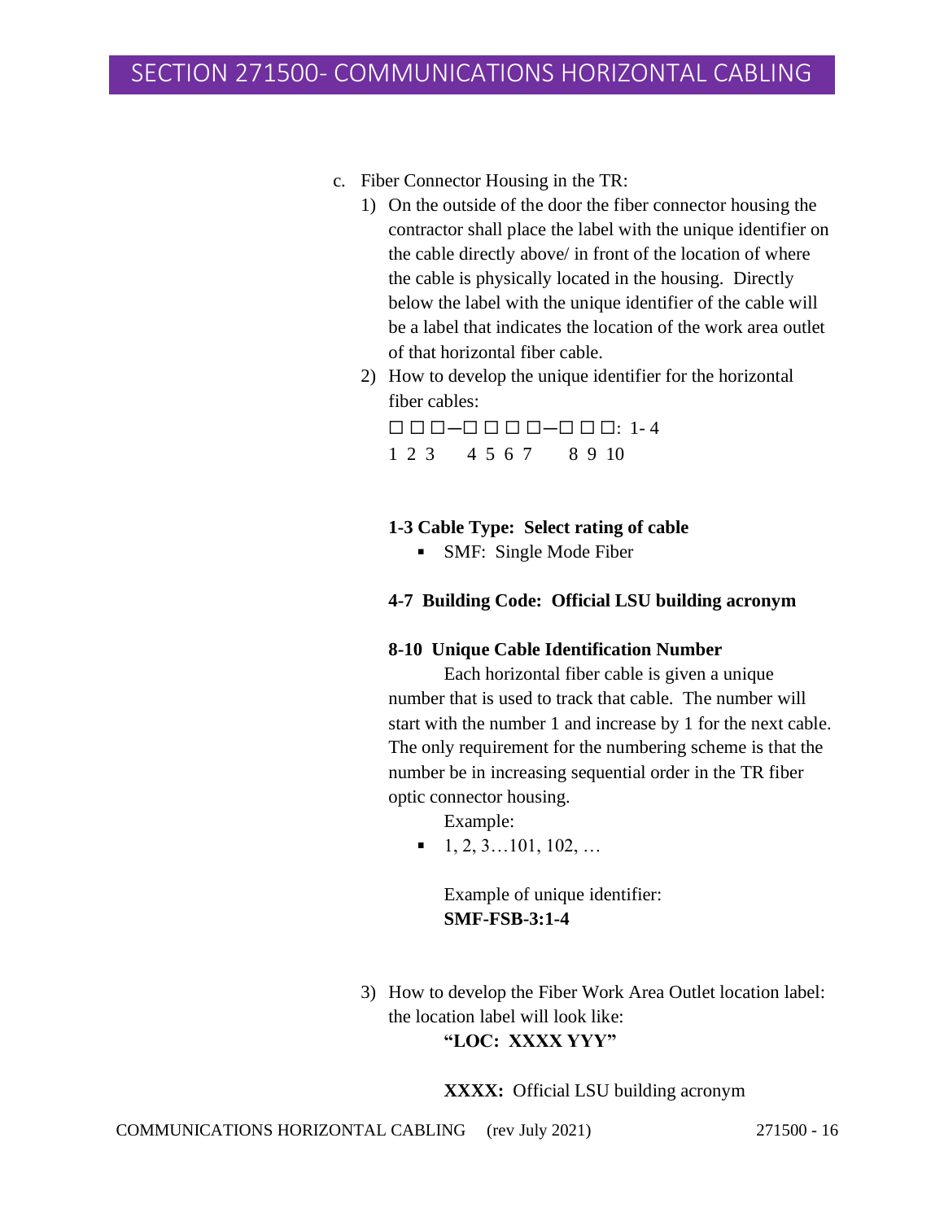c. Fiber Connector Housing in the TR:

1) On the outside of the door the fiber connector housing the contractor shall place the label with the unique identifier on the cable directly above/ in front of the location of where the cable is physically located in the housing. Directly below the label with the unique identifier of the cable will be a label that indicates the location of the work area outlet of that horizontal fiber cable.

2) How to develop the unique identifier for the horizontal fiber cables:

```
☐ ☐ ☐–☐ ☐ ☐ ☐–☐ ☐ ☐: 1- 4
1 2 3   4 5 6 7    8 9 10
```

**1-3 Cable Type: Select rating of cable**

- SMF: Single Mode Fiber

**4-7 Building Code: Official LSU building acronym**

**8-10 Unique Cable Identification Number**

Each horizontal fiber cable is given a unique number that is used to track that cable. The number will start with the number 1 and increase by 1 for the next cable. The only requirement for the numbering scheme is that the number be in increasing sequential order in the TR fiber optic connector housing.

Example:

- 1, 2, 3…101, 102, …

Example of unique identifier:
**SMF-FSB-3:1-4**

3) How to develop the Fiber Work Area Outlet location label: the location label will look like:
**"LOC: XXXX YYY"**

**XXXX:** Official LSU building acronym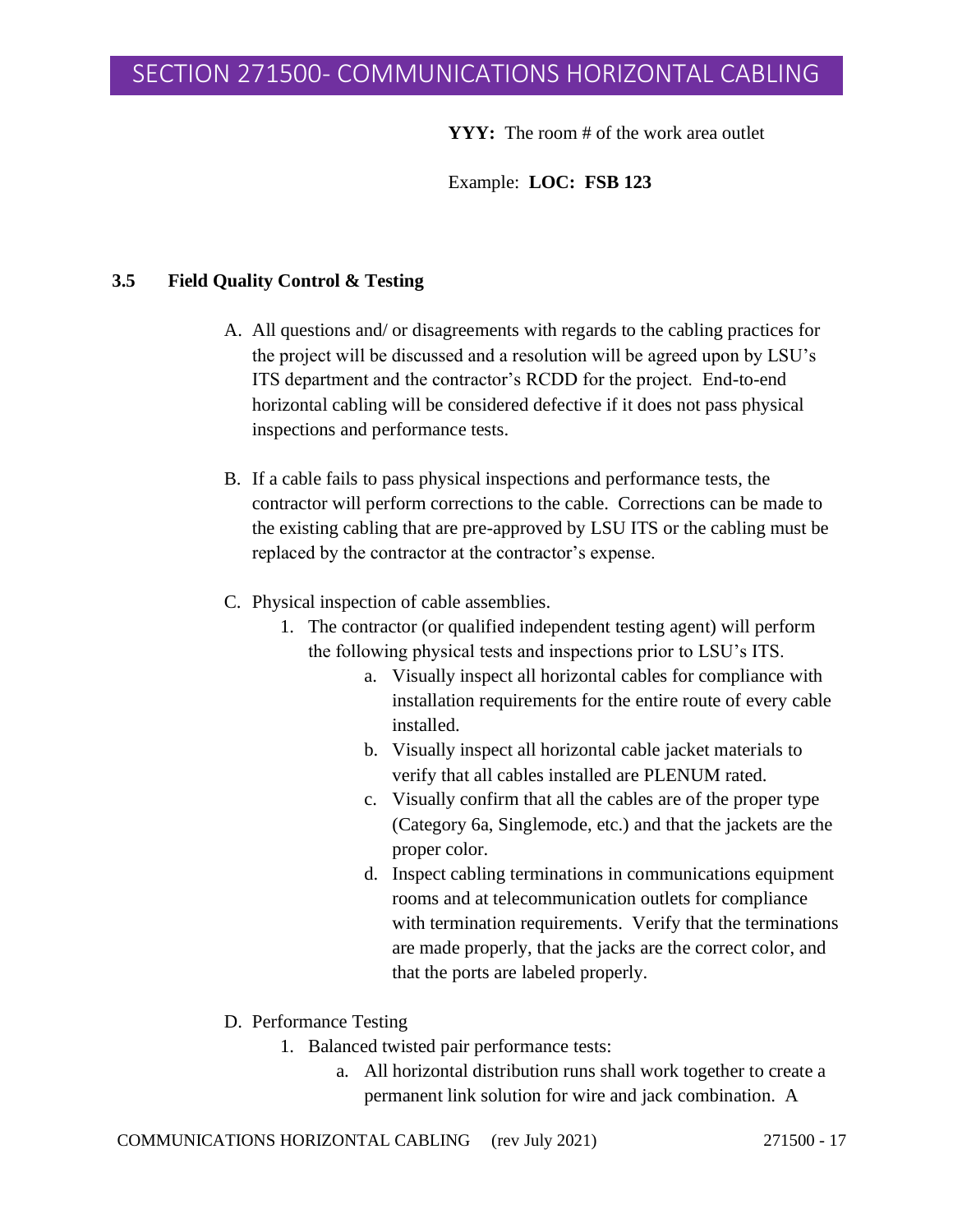**YYY:** The room # of the work area outlet

Example: **LOC: FSB 123**

### 3.5 Field Quality Control & Testing

A. All questions and/ or disagreements with regards to the cabling practices for the project will be discussed and a resolution will be agreed upon by LSU's ITS department and the contractor's RCDD for the project. End-to-end horizontal cabling will be considered defective if it does not pass physical inspections and performance tests.

B. If a cable fails to pass physical inspections and performance tests, the contractor will perform corrections to the cable. Corrections can be made to the existing cabling that are pre-approved by LSU ITS or the cabling must be replaced by the contractor at the contractor's expense.

C. Physical inspection of cable assemblies.

1. The contractor (or qualified independent testing agent) will perform the following physical tests and inspections prior to LSU's ITS.
    a. Visually inspect all horizontal cables for compliance with installation requirements for the entire route of every cable installed.
    b. Visually inspect all horizontal cable jacket materials to verify that all cables installed are PLENUM rated.
    c. Visually confirm that all the cables are of the proper type (Category 6a, Singlemode, etc.) and that the jackets are the proper color.
    d. Inspect cabling terminations in communications equipment rooms and at telecommunication outlets for compliance with termination requirements. Verify that the terminations are made properly, that the jacks are the correct color, and that the ports are labeled properly.

D. Performance Testing

1. Balanced twisted pair performance tests:
    a. All horizontal distribution runs shall work together to create a permanent link solution for wire and jack combination. A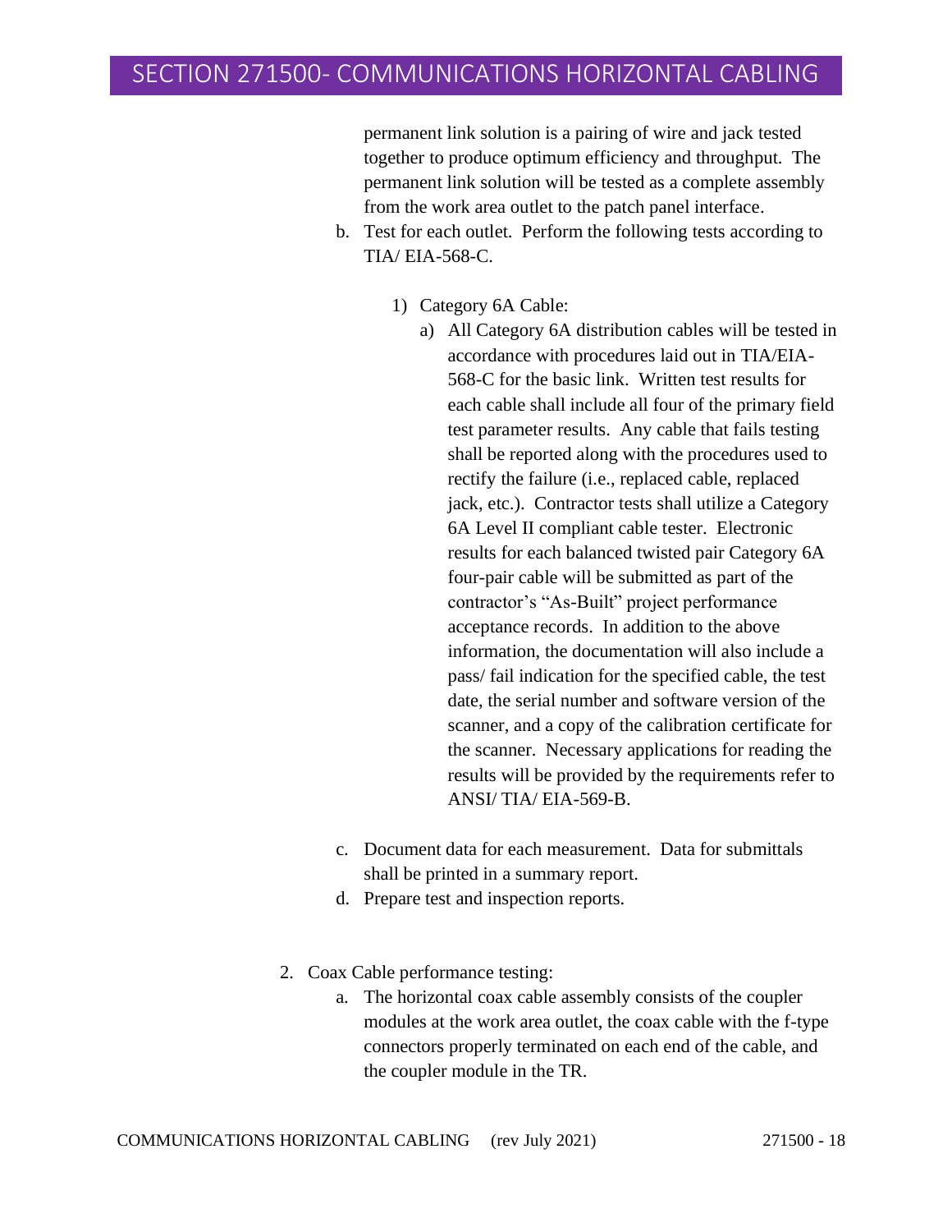permanent link solution is a pairing of wire and jack tested together to produce optimum efficiency and throughput. The permanent link solution will be tested as a complete assembly from the work area outlet to the patch panel interface.

b. Test for each outlet. Perform the following tests according to TIA/ EIA-568-C.

    1) Category 6A Cable:

        a) All Category 6A distribution cables will be tested in accordance with procedures laid out in TIA/EIA-568-C for the basic link. Written test results for each cable shall include all four of the primary field test parameter results. Any cable that fails testing shall be reported along with the procedures used to rectify the failure (i.e., replaced cable, replaced jack, etc.). Contractor tests shall utilize a Category 6A Level II compliant cable tester. Electronic results for each balanced twisted pair Category 6A four-pair cable will be submitted as part of the contractor's "As-Built" project performance acceptance records. In addition to the above information, the documentation will also include a pass/ fail indication for the specified cable, the test date, the serial number and software version of the scanner, and a copy of the calibration certificate for the scanner. Necessary applications for reading the results will be provided by the requirements refer to ANSI/ TIA/ EIA-569-B.

c. Document data for each measurement. Data for submittals shall be printed in a summary report.

d. Prepare test and inspection reports.

2. Coax Cable performance testing:

    a. The horizontal coax cable assembly consists of the coupler modules at the work area outlet, the coax cable with the f-type connectors properly terminated on each end of the cable, and the coupler module in the TR.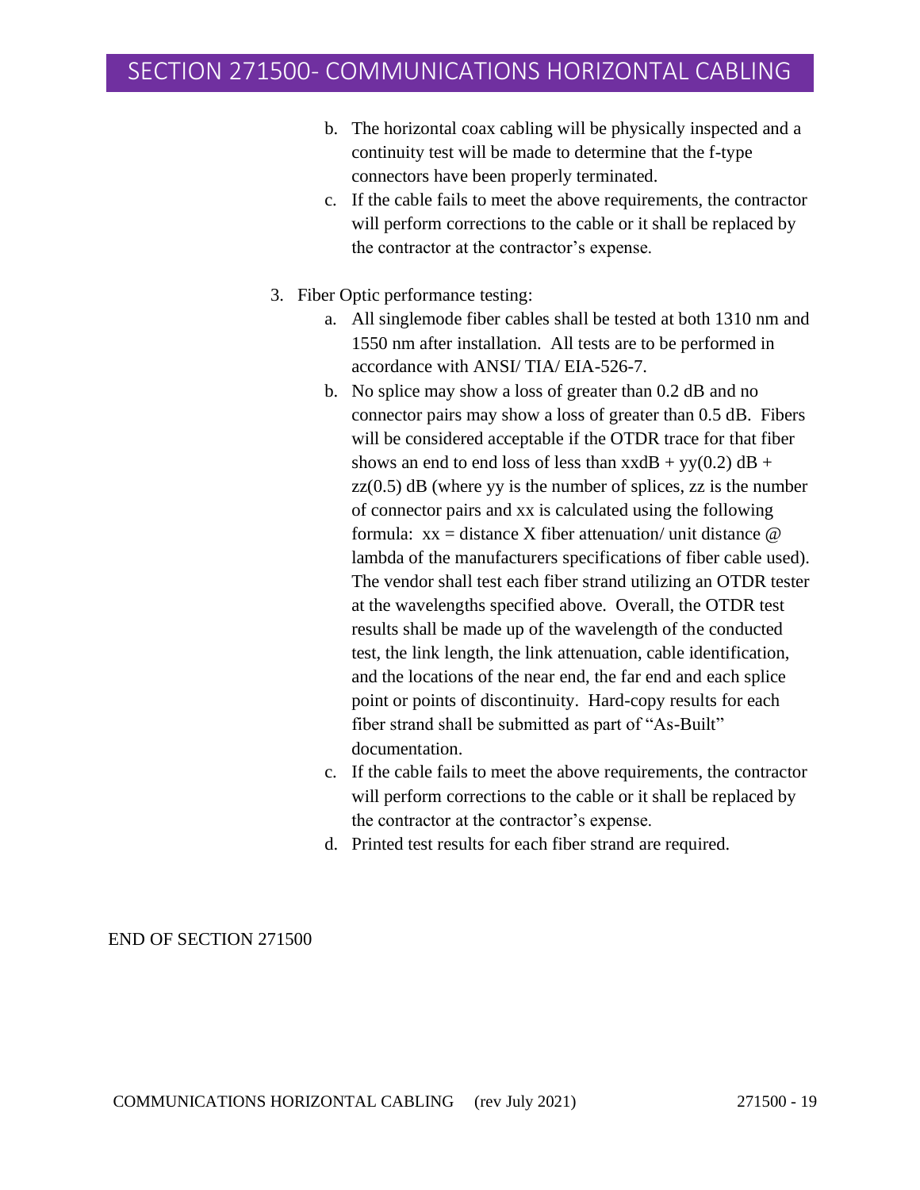b. The horizontal coax cabling will be physically inspected and a continuity test will be made to determine that the f-type connectors have been properly terminated.
c. If the cable fails to meet the above requirements, the contractor will perform corrections to the cable or it shall be replaced by the contractor at the contractor's expense.

3. Fiber Optic performance testing:
   a. All singlemode fiber cables shall be tested at both 1310 nm and 1550 nm after installation. All tests are to be performed in accordance with ANSI/ TIA/ EIA-526-7.
   b. No splice may show a loss of greater than 0.2 dB and no connector pairs may show a loss of greater than 0.5 dB. Fibers will be considered acceptable if the OTDR trace for that fiber shows an end to end loss of less than xxdB + yy(0.2) dB + zz(0.5) dB (where yy is the number of splices, zz is the number of connector pairs and xx is calculated using the following formula: xx = distance X fiber attenuation/ unit distance @ lambda of the manufacturers specifications of fiber cable used). The vendor shall test each fiber strand utilizing an OTDR tester at the wavelengths specified above. Overall, the OTDR test results shall be made up of the wavelength of the conducted test, the link length, the link attenuation, cable identification, and the locations of the near end, the far end and each splice point or points of discontinuity. Hard-copy results for each fiber strand shall be submitted as part of "As-Built" documentation.
   c. If the cable fails to meet the above requirements, the contractor will perform corrections to the cable or it shall be replaced by the contractor at the contractor's expense.
   d. Printed test results for each fiber strand are required.

END OF SECTION 271500